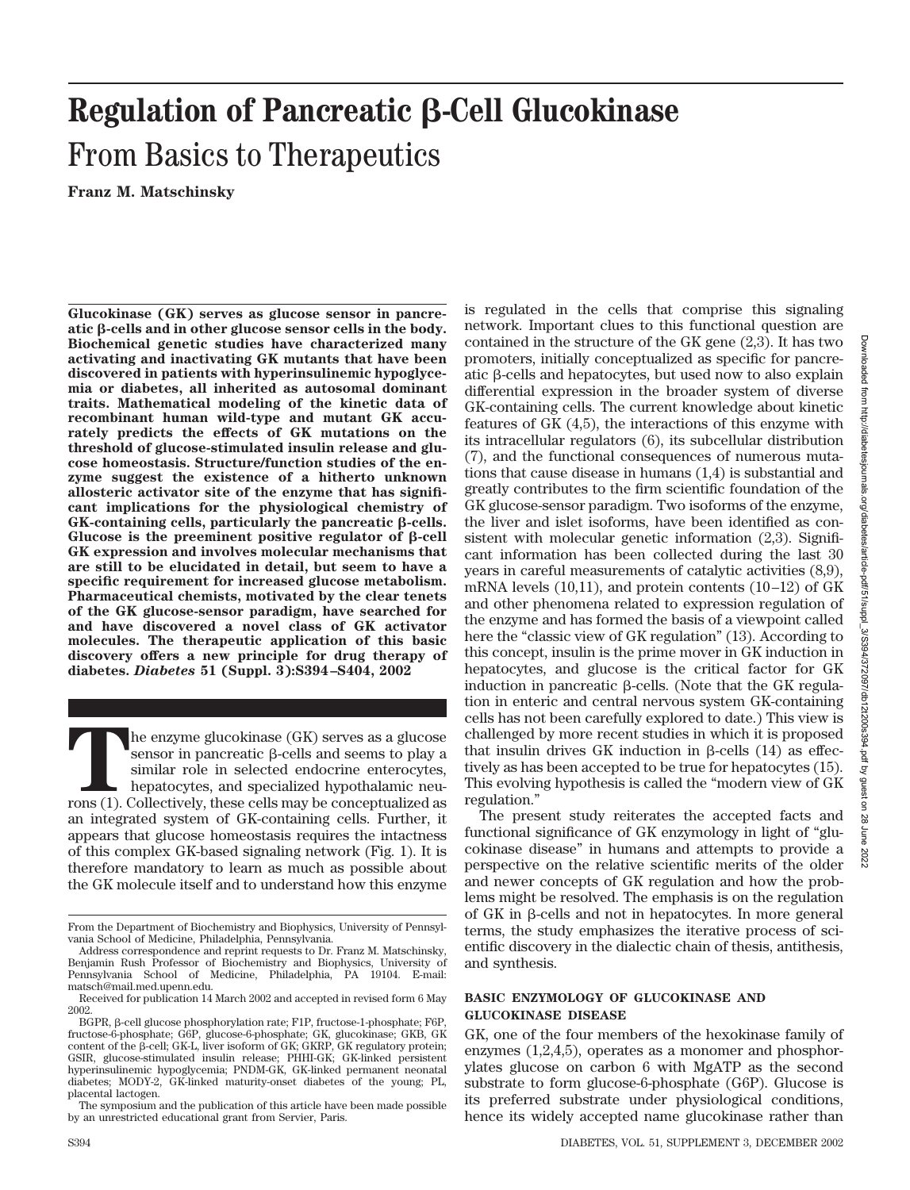# Regulation of Pancreatic β-Cell Glucokinase

## From Basics to Therapeutics

**Franz M. Matschinsky**

**Glucokinase (GK) serves as glucose sensor in pancreatic β-cells and in other glucose sensor cells in the body. Biochemical genetic studies have characterized many activating and inactivating GK mutants that have been discovered in patients with hyperinsulinemic hypoglycemia or diabetes, all inherited as autosomal dominant traits. Mathematical modeling of the kinetic data of recombinant human wild-type and mutant GK accurately predicts the effects of GK mutations on the threshold of glucose-stimulated insulin release and glucose homeostasis. Structure/function studies of the enzyme suggest the existence of a hitherto unknown allosteric activator site of the enzyme that has significant implications for the physiological chemistry of GK-containing cells, particularly the pancreatic β-cells. Glucose is the preeminent positive regulator of β-cell GK expression and involves molecular mechanisms that are still to be elucidated in detail, but seem to have a specific requirement for increased glucose metabolism. Pharmaceutical chemists, motivated by the clear tenets of the GK glucose-sensor paradigm, have searched for and have discovered a novel class of GK activator molecules. The therapeutic application of this basic discovery offers a new principle for drug therapy of diabetes. *Diabetes* 51 (Suppl. 3):S394–S404, 2002**

The enzyme glucokinase (GK) serves as a glucose sensor in pancreatic β-cells and seems to play a similar role in selected endocrine enterocytes, hepatocytes, and specialized hypothalamic neurons (1). Collectively, these cells may be conceptualized as an integrated system of GK-containing cells. Further, it appears that glucose homeostasis requires the intactness of this complex GK-based signaling network (Fig. 1). It is therefore mandatory to learn as much as possible about the GK molecule itself and to understand how this enzyme is regulated in the cells that comprise this signaling network. Important clues to this functional question are contained in the structure of the GK gene (2,3). It has two promoters, initially conceptualized as specific for pancreatic β-cells and hepatocytes, but used now to also explain differential expression in the broader system of diverse GK-containing cells. The current knowledge about kinetic features of GK (4,5), the interactions of this enzyme with its intracellular regulators (6), its subcellular distribution (7), and the functional consequences of numerous mutations that cause disease in humans (1,4) is substantial and greatly contributes to the firm scientific foundation of the GK glucose-sensor paradigm. Two isoforms of the enzyme, the liver and islet isoforms, have been identified as consistent with molecular genetic information (2,3). Significant information has been collected during the last 30 years in careful measurements of catalytic activities (8,9), mRNA levels (10,11), and protein contents (10–12) of GK and other phenomena related to expression regulation of the enzyme and has formed the basis of a viewpoint called here the "classic view of GK regulation" (13). According to this concept, insulin is the prime mover in GK induction in hepatocytes, and glucose is the critical factor for GK induction in pancreatic β-cells. (Note that the GK regulation in enteric and central nervous system GK-containing cells has not been carefully explored to date.) This view is challenged by more recent studies in which it is proposed that insulin drives GK induction in β-cells (14) as effectively as has been accepted to be true for hepatocytes (15). This evolving hypothesis is called the "modern view of GK regulation."

The present study reiterates the accepted facts and functional significance of GK enzymology in light of "glucokinase disease" in humans and attempts to provide a perspective on the relative scientific merits of the older and newer concepts of GK regulation and how the problems might be resolved. The emphasis is on the regulation of GK in β-cells and not in hepatocytes. In more general terms, the study emphasizes the iterative process of scientific discovery in the dialectic chain of thesis, antithesis, and synthesis.

### BASIC ENZYMOLOGY OF GLUCOKINASE AND GLUCOKINASE DISEASE

GK, one of the four members of the hexokinase family of enzymes (1,2,4,5), operates as a monomer and phosphorylates glucose on carbon 6 with MgATP as the second substrate to form glucose-6-phosphate (G6P). Glucose is its preferred substrate under physiological conditions, hence its widely accepted name glucokinase rather than

---

From the Department of Biochemistry and Biophysics, University of Pennsylvania School of Medicine, Philadelphia, Pennsylvania.

Address correspondence and reprint requests to Dr. Franz M. Matschinsky, Benjamin Rush Professor of Biochemistry and Biophysics, University of Pennsylvania School of Medicine, Philadelphia, PA 19104. E-mail: matsch@mail.med.upenn.edu.

Received for publication 14 March 2002 and accepted in revised form 6 May 2002.

BGPR, β-cell glucose phosphorylation rate; F1P, fructose-1-phosphate; F6P, fructose-6-phosphate; G6P, glucose-6-phosphate; GK, glucokinase; GKB, GK content of the β-cell; GK-L, liver isoform of GK; GKRP, GK regulatory protein; GSIR, glucose-stimulated insulin release; PHHI-GK, GK-linked persistent hyperinsulinemic hypoglycemia; PNDM-GK, GK-linked permanent neonatal diabetes; MODY-2, GK-linked maturity-onset diabetes of the young; PL, placental lactogen.

The symposium and the publication of this article have been made possible by an unrestricted educational grant from Servier, Paris.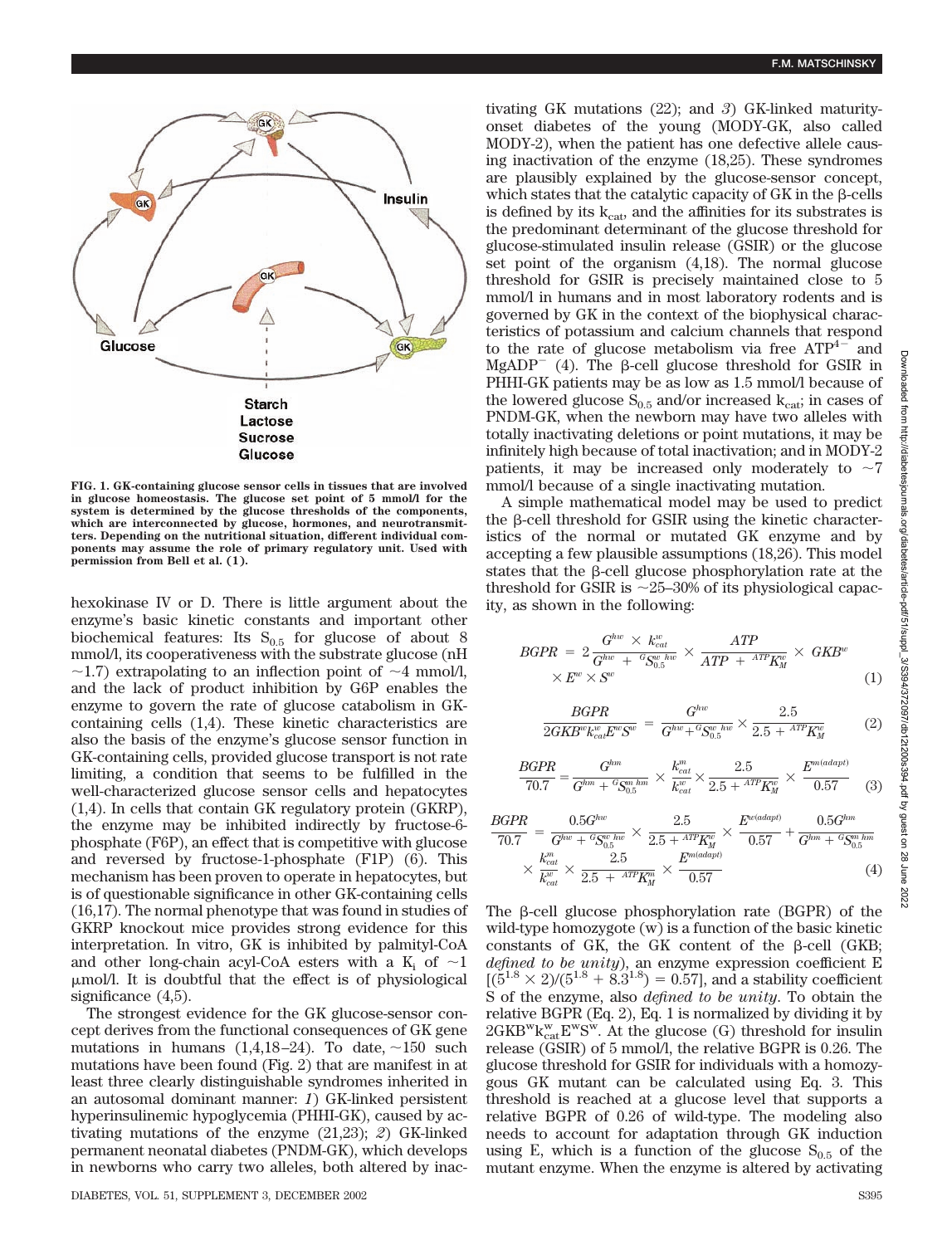FIG. 1. GK-containing glucose sensor cells in tissues that are involved in glucose homeostasis. The glucose set point of 5 mmol/l for the system is determined by the glucose thresholds of the components, which are interconnected by glucose, hormones, and neurotransmitters. Depending on the nutritional situation, different individual components may assume the role of primary regulatory unit. Used with permission from Bell et al. (1).

hexokinase IV or D. There is little argument about the enzyme's basic kinetic constants and important other biochemical features: Its $S_{0.5}$ for glucose of about 8 mmol/l, its cooperativeness with the substrate glucose (nH ~1.7) extrapolating to an inflection point of ~4 mmol/l, and the lack of product inhibition by G6P enables the enzyme to govern the rate of glucose catabolism in GK-containing cells (1,4). These kinetic characteristics are also the basis of the enzyme's glucose sensor function in GK-containing cells, provided glucose transport is not rate limiting, a condition that seems to be fulfilled in the well-characterized glucose sensor cells and hepatocytes (1,4). In cells that contain GK regulatory protein (GKRP), the enzyme may be inhibited indirectly by fructose-6-phosphate (F6P), an effect that is competitive with glucose and reversed by fructose-1-phosphate (F1P) (6). This mechanism has been proven to operate in hepatocytes, but is of questionable significance in other GK-containing cells (16,17). The normal phenotype that was found in studies of GKRP knockout mice provides strong evidence for this interpretation. In vitro, GK is inhibited by palmityl-CoA and other long-chain acyl-CoA esters with a $K_i$ of ~1 μmol/l. It is doubtful that the effect is of physiological significance (4,5).

The strongest evidence for the GK glucose-sensor concept derives from the functional consequences of GK gene mutations in humans (1,4,18–24). To date, ~150 such mutations have been found (Fig. 2) that are manifest in at least three clearly distinguishable syndromes inherited in an autosomal dominant manner: *1*) GK-linked persistent hyperinsulinemic hypoglycemia (PHHI-GK), caused by activating mutations of the enzyme (21,23); *2*) GK-linked permanent neonatal diabetes (PNDM-GK), which develops in newborns who carry two alleles, both altered by inactivating GK mutations (22); and *3*) GK-linked maturity-onset diabetes of the young (MODY-GK, also called MODY-2), when the patient has one defective allele causing inactivation of the enzyme (18,25). These syndromes are plausibly explained by the glucose-sensor concept, which states that the catalytic capacity of GK in the β-cells is defined by its $k_{cat}$, and the affinities for its substrates is the predominant determinant of the glucose threshold for glucose-stimulated insulin release (GSIR) or the glucose set point of the organism (4,18). The normal glucose threshold for GSIR is precisely maintained close to 5 mmol/l in humans and in most laboratory rodents and is governed by GK in the context of the biophysical characteristics of potassium and calcium channels that respond to the rate of glucose metabolism via free $ATP^{4-}$ and $MgADP^{-}$ (4). The β-cell glucose threshold for GSIR in PHHI-GK patients may be as low as 1.5 mmol/l because of the lowered glucose $S_{0.5}$ and/or increased $k_{cat}$; in cases of PNDM-GK, when the newborn may have two alleles with totally inactivating deletions or point mutations, it may be infinitely high because of total inactivation; and in MODY-2 patients, it may be increased only moderately to ~7 mmol/l because of a single inactivating mutation.

A simple mathematical model may be used to predict the β-cell threshold for GSIR using the kinetic characteristics of the normal or mutated GK enzyme and by accepting a few plausible assumptions (18,26). This model states that the β-cell glucose phosphorylation rate at the threshold for GSIR is ~25–30% of its physiological capacity, as shown in the following:

$$BGPR = 2\frac{G^{hw} \times k_{cat}^{w}}{G^{hw} + {}^{G}S_{0.5}^{w\ hw}} \times \frac{ATP}{ATP + {}^{ATP}K_M^{w}} \times GKB^{w} \times E^{w} \times S^{w} \tag{1}$$

$$\frac{BGPR}{2GKB^{w}k_{cat}^{w}E^{w}S^{w}} = \frac{G^{hw}}{G^{hw} + {}^{G}S_{0.5}^{w\ hw}} \times \frac{2.5}{2.5 + {}^{ATP}K_M^{w}} \tag{2}$$

$$\frac{BGPR}{70.7} = \frac{G^{hm}}{G^{hm} + {}^{G}S_{0.5}^{m\ hm}} \times \frac{k_{cat}^{m}}{k_{cat}^{w}} \times \frac{2.5}{2.5 + {}^{ATP}K_M^{w}} \times \frac{E^{m(adapt)}}{0.57} \tag{3}$$

$$\frac{BGPR}{70.7} = \frac{0.5G^{hw}}{G^{hw} + {}^{G}S_{0.5}^{w\ hw}} \times \frac{2.5}{2.5 + {}^{ATP}K_M^{w}} \times \frac{E^{w(adapt)}}{0.57} + \frac{0.5G^{hm}}{G^{hm} + {}^{G}S_{0.5}^{m\ hm}} \times \frac{k_{cat}^{m}}{k_{cat}^{w}} \times \frac{2.5}{2.5 + {}^{ATP}K_M^{m}} \times \frac{E^{m(adapt)}}{0.57} \tag{4}$$

The β-cell glucose phosphorylation rate (BGPR) of the wild-type homozygote (w) is a function of the basic kinetic constants of GK, the GK content of the β-cell (GKB; *defined to be unity*), an enzyme expression coefficient E $[(5^{1.8} \times 2)/(5^{1.8} + 8.3^{1.8}) = 0.57]$, and a stability coefficient S of the enzyme, also *defined to be unity*. To obtain the relative BGPR (Eq. 2), Eq. 1 is normalized by dividing it by $2GKB^{w}k_{cat}^{w}E^{w}S^{w}$. At the glucose (G) threshold for insulin release (GSIR) of 5 mmol/l, the relative BGPR is 0.26. The glucose threshold for GSIR for individuals with a homozygous GK mutant can be calculated using Eq. 3. This threshold is reached at a glucose level that supports a relative BGPR of 0.26 of wild-type. The modeling also needs to account for adaptation through GK induction using E, which is a function of the glucose $S_{0.5}$ of the mutant enzyme. When the enzyme is altered by activating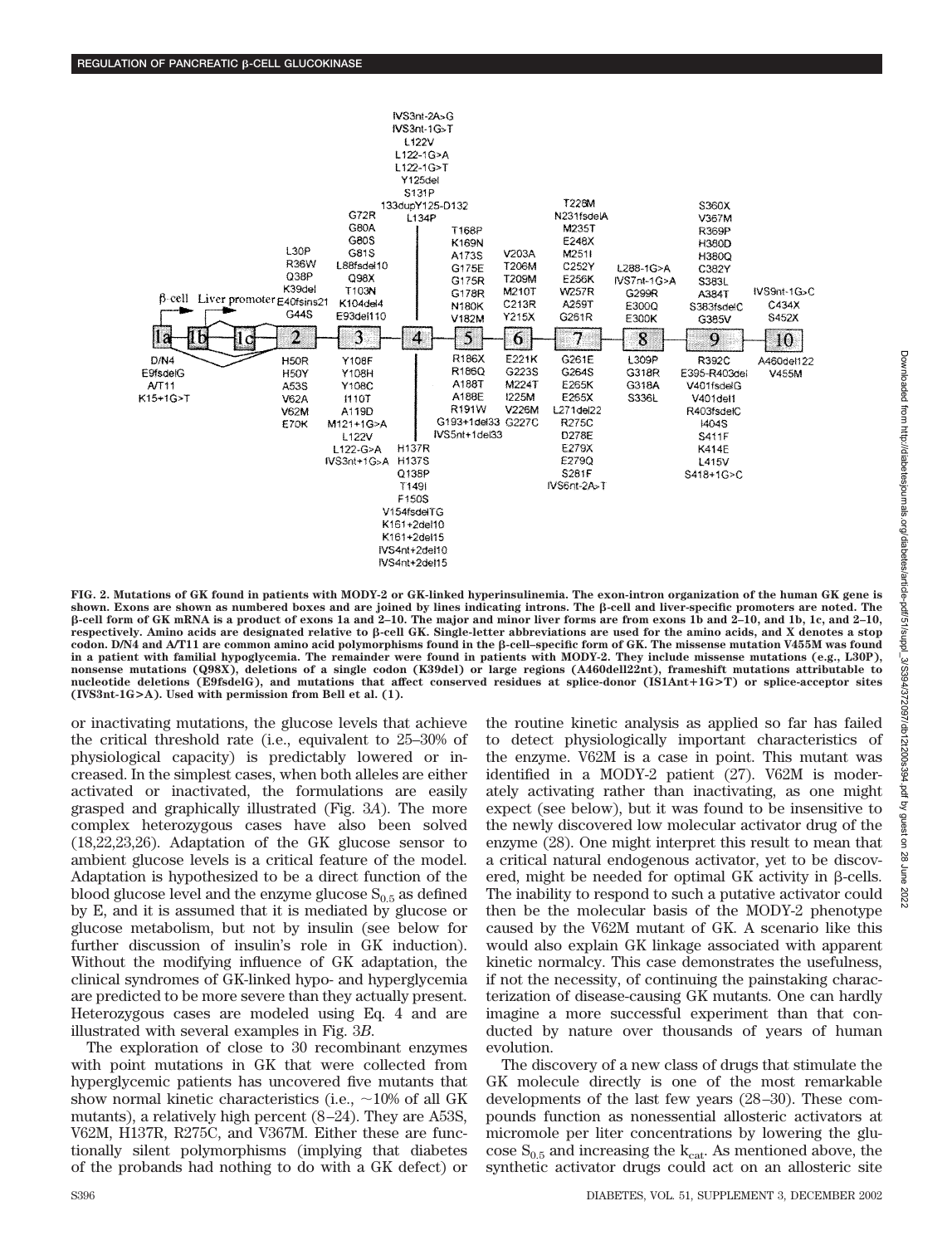FIG. 2. Mutations of GK found in patients with MODY-2 or GK-linked hyperinsulinemia. The exon-intron organization of the human GK gene is shown. Exons are shown as numbered boxes and are joined by lines indicating introns. The β-cell and liver-specific promoters are noted. The β-cell form of GK mRNA is a product of exons 1a and 2–10. The major and minor liver forms are from exons 1b and 2–10, and 1b, 1c, and 2–10, respectively. Amino acids are designated relative to β-cell GK. Single-letter abbreviations are used for the amino acids, and X denotes a stop codon. D/N4 and A/T11 are common amino acid polymorphisms found in the β-cell–specific form of GK. The missense mutation V455M was found in a patient with familial hypoglycemia. The remainder were found in patients with MODY-2. They include missense mutations (e.g., L30P), nonsense mutations (Q98X), deletions of a single codon (K39del) or large regions (A460dell22nt), frameshift mutations attributable to nucleotide deletions (E9fsdelG), and mutations that affect conserved residues at splice-donor (IS1Ant+1G>T) or splice-acceptor sites (IVS3nt-1G>A). Used with permission from Bell et al. (1).

or inactivating mutations, the glucose levels that achieve the critical threshold rate (i.e., equivalent to 25–30% of physiological capacity) is predictably lowered or increased. In the simplest cases, when both alleles are either activated or inactivated, the formulations are easily grasped and graphically illustrated (Fig. 3*A*). The more complex heterozygous cases have also been solved (18,22,23,26). Adaptation of the GK glucose sensor to ambient glucose levels is a critical feature of the model. Adaptation is hypothesized to be a direct function of the blood glucose level and the enzyme glucose $S_{0.5}$ as defined by E, and it is assumed that it is mediated by glucose or glucose metabolism, but not by insulin (see below for further discussion of insulin's role in GK induction). Without the modifying influence of GK adaptation, the clinical syndromes of GK-linked hypo- and hyperglycemia are predicted to be more severe than they actually present. Heterozygous cases are modeled using Eq. 4 and are illustrated with several examples in Fig. 3*B*.

The exploration of close to 30 recombinant enzymes with point mutations in GK that were collected from hyperglycemic patients has uncovered five mutants that show normal kinetic characteristics (i.e., ~10% of all GK mutants), a relatively high percent (8–24). They are A53S, V62M, H137R, R275C, and V367M. Either these are functionally silent polymorphisms (implying that diabetes of the probands had nothing to do with a GK defect) or the routine kinetic analysis as applied so far has failed to detect physiologically important characteristics of the enzyme. V62M is a case in point. This mutant was identified in a MODY-2 patient (27). V62M is moderately activating rather than inactivating, as one might expect (see below), but it was found to be insensitive to the newly discovered low molecular activator drug of the enzyme (28). One might interpret this result to mean that a critical natural endogenous activator, yet to be discovered, might be needed for optimal GK activity in β-cells. The inability to respond to such a putative activator could then be the molecular basis of the MODY-2 phenotype caused by the V62M mutant of GK. A scenario like this would also explain GK linkage associated with apparent kinetic normalcy. This case demonstrates the usefulness, if not the necessity, of continuing the painstaking characterization of disease-causing GK mutants. One can hardly imagine a more successful experiment than that conducted by nature over thousands of years of human evolution.

The discovery of a new class of drugs that stimulate the GK molecule directly is one of the most remarkable developments of the last few years (28–30). These compounds function as nonessential allosteric activators at micromole per liter concentrations by lowering the glucose $S_{0.5}$ and increasing the $k_{cat}$. As mentioned above, the synthetic activator drugs could act on an allosteric site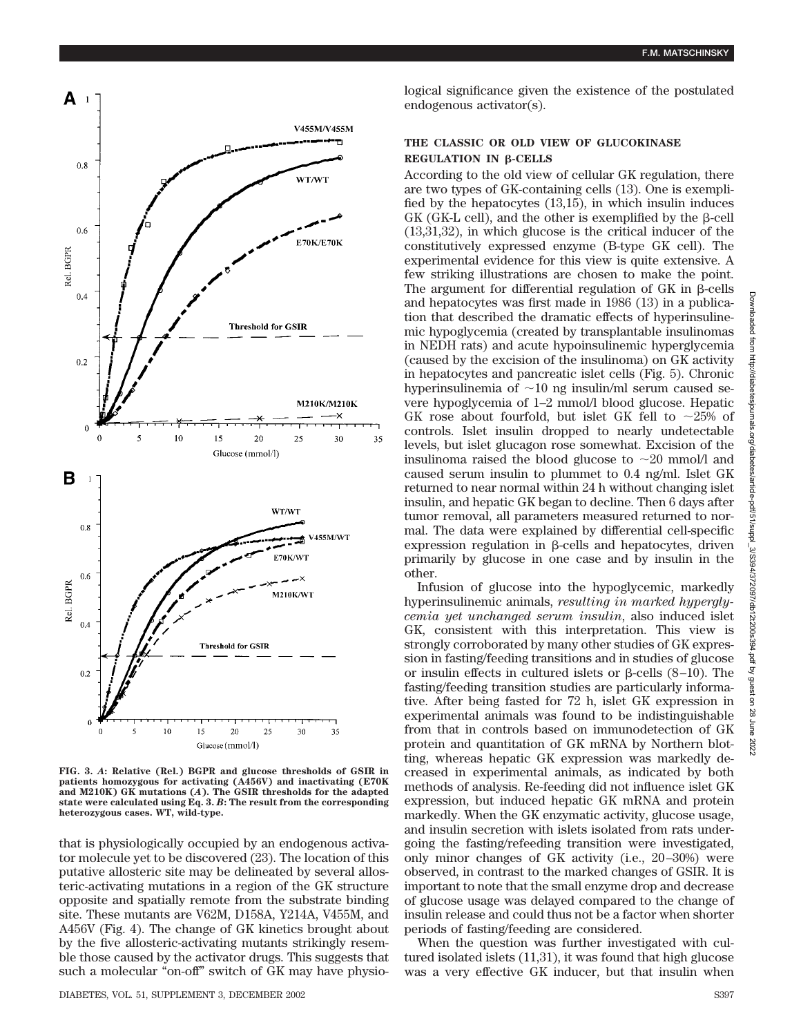**FIG. 3.** ***A*****: Relative (Rel.) BGPR and glucose thresholds of GSIR in patients homozygous for activating (A456V) and inactivating (E70K and M210K) GK mutations (*****A*****). The GSIR thresholds for the adapted state were calculated using Eq. 3.** ***B*****: The result from the corresponding heterozygous cases. WT, wild-type.**

that is physiologically occupied by an endogenous activator molecule yet to be discovered (23). The location of this putative allosteric site may be delineated by several allosteric-activating mutations in a region of the GK structure opposite and spatially remote from the substrate binding site. These mutants are V62M, D158A, Y214A, V455M, and A456V (Fig. 4). The change of GK kinetics brought about by the five allosteric-activating mutants strikingly resemble those caused by the activator drugs. This suggests that such a molecular "on-off" switch of GK may have physiological significance given the existence of the postulated endogenous activator(s).

## THE CLASSIC OR OLD VIEW OF GLUCOKINASE REGULATION IN β-CELLS

According to the old view of cellular GK regulation, there are two types of GK-containing cells (13). One is exemplified by the hepatocytes (13,15), in which insulin induces GK (GK-L cell), and the other is exemplified by the β-cell (13,31,32), in which glucose is the critical inducer of the constitutively expressed enzyme (B-type GK cell). The experimental evidence for this view is quite extensive. A few striking illustrations are chosen to make the point. The argument for differential regulation of GK in β-cells and hepatocytes was first made in 1986 (13) in a publication that described the dramatic effects of hyperinsulinemic hypoglycemia (created by transplantable insulinomas in NEDH rats) and acute hypoinsulinemic hyperglycemia (caused by the excision of the insulinoma) on GK activity in hepatocytes and pancreatic islet cells (Fig. 5). Chronic hyperinsulinemia of ~10 ng insulin/ml serum caused severe hypoglycemia of 1–2 mmol/l blood glucose. Hepatic GK rose about fourfold, but islet GK fell to ~25% of controls. Islet insulin dropped to nearly undetectable levels, but islet glucagon rose somewhat. Excision of the insulinoma raised the blood glucose to ~20 mmol/l and caused serum insulin to plummet to 0.4 ng/ml. Islet GK returned to near normal within 24 h without changing islet insulin, and hepatic GK began to decline. Then 6 days after tumor removal, all parameters measured returned to normal. The data were explained by differential cell-specific expression regulation in β-cells and hepatocytes, driven primarily by glucose in one case and by insulin in the other.

Infusion of glucose into the hypoglycemic, markedly hyperinsulinemic animals, *resulting in marked hyperglycemia yet unchanged serum insulin*, also induced islet GK, consistent with this interpretation. This view is strongly corroborated by many other studies of GK expression in fasting/feeding transitions and in studies of glucose or insulin effects in cultured islets or β-cells (8–10). The fasting/feeding transition studies are particularly informative. After being fasted for 72 h, islet GK expression in experimental animals was found to be indistinguishable from that in controls based on immunodetection of GK protein and quantitation of GK mRNA by Northern blotting, whereas hepatic GK expression was markedly decreased in experimental animals, as indicated by both methods of analysis. Re-feeding did not influence islet GK expression, but induced hepatic GK mRNA and protein markedly. When the GK enzymatic activity, glucose usage, and insulin secretion with islets isolated from rats undergoing the fasting/refeeding transition were investigated, only minor changes of GK activity (i.e., 20–30%) were observed, in contrast to the marked changes of GSIR. It is important to note that the small enzyme drop and decrease of glucose usage was delayed compared to the change of insulin release and could thus not be a factor when shorter periods of fasting/feeding are considered.

When the question was further investigated with cultured isolated islets (11,31), it was found that high glucose was a very effective GK inducer, but that insulin when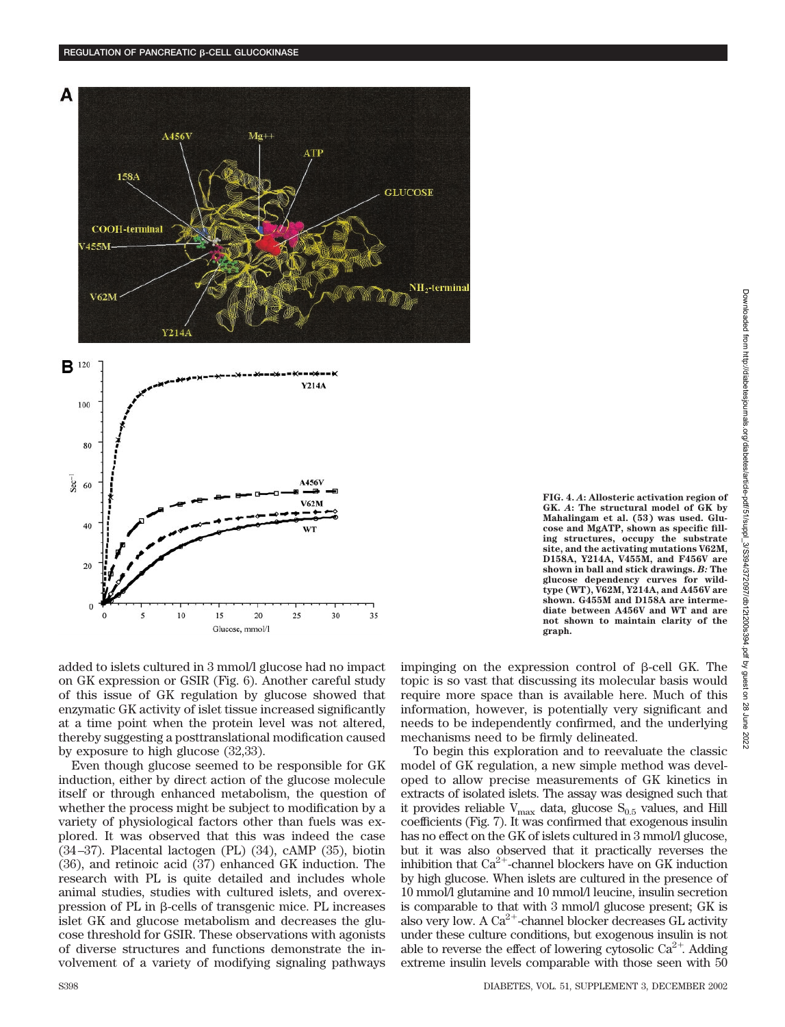**FIG. 4.** ***A*****: Allosteric activation region of GK.** ***A*****: The structural model of GK by Mahalingam et al. (53) was used. Glucose and MgATP, shown as specific filling structures, occupy the substrate site, and the activating mutations V62M, D158A, Y214A, V455M, and F456V are shown in ball and stick drawings.** ***B*****: The glucose dependency curves for wild-type (WT), V62M, Y214A, and A456V are shown. G455M and D158A are intermediate between A456V and WT and are not shown to maintain clarity of the graph.**

added to islets cultured in 3 mmol/l glucose had no impact on GK expression or GSIR (Fig. 6). Another careful study of this issue of GK regulation by glucose showed that enzymatic GK activity of islet tissue increased significantly at a time point when the protein level was not altered, thereby suggesting a posttranslational modification caused by exposure to high glucose (32,33).

Even though glucose seemed to be responsible for GK induction, either by direct action of the glucose molecule itself or through enhanced metabolism, the question of whether the process might be subject to modification by a variety of physiological factors other than fuels was explored. It was observed that this was indeed the case (34–37). Placental lactogen (PL) (34), cAMP (35), biotin (36), and retinoic acid (37) enhanced GK induction. The research with PL is quite detailed and includes whole animal studies, studies with cultured islets, and overexpression of PL in β-cells of transgenic mice. PL increases islet GK and glucose metabolism and decreases the glucose threshold for GSIR. These observations with agonists of diverse structures and functions demonstrate the involvement of a variety of modifying signaling pathways impinging on the expression control of β-cell GK. The topic is so vast that discussing its molecular basis would require more space than is available here. Much of this information, however, is potentially very significant and needs to be independently confirmed, and the underlying mechanisms need to be firmly delineated.

To begin this exploration and to reevaluate the classic model of GK regulation, a new simple method was developed to allow precise measurements of GK kinetics in extracts of isolated islets. The assay was designed such that it provides reliable $V_{max}$ data, glucose $S_{0.5}$ values, and Hill coefficients (Fig. 7). It was confirmed that exogenous insulin has no effect on the GK of islets cultured in 3 mmol/l glucose, but it was also observed that it practically reverses the inhibition that $Ca^{2+}$-channel blockers have on GK induction by high glucose. When islets are cultured in the presence of 10 mmol/l glutamine and 10 mmol/l leucine, insulin secretion is comparable to that with 3 mmol/l glucose present; GK is also very low. A $Ca^{2+}$-channel blocker decreases GL activity under these culture conditions, but exogenous insulin is not able to reverse the effect of lowering cytosolic $Ca^{2+}$. Adding extreme insulin levels comparable with those seen with 50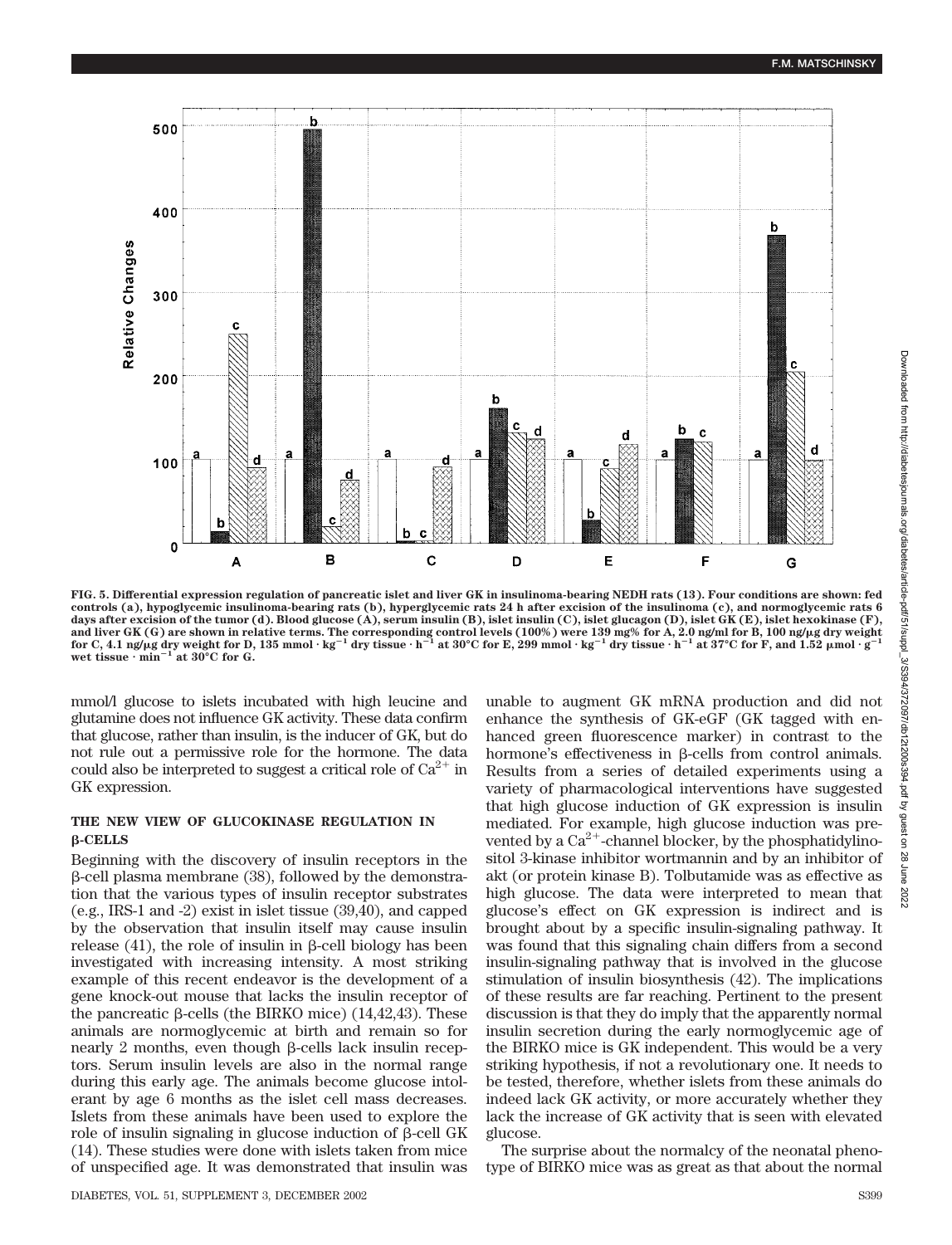**FIG. 5. Differential expression regulation of pancreatic islet and liver GK in insulinoma-bearing NEDH rats (13). Four conditions are shown: fed controls (a), hypoglycemic insulinoma-bearing rats (b), hyperglycemic rats 24 h after excision of the insulinoma (c), and normoglycemic rats 6 days after excision of the tumor (d). Blood glucose (A), serum insulin (B), islet insulin (C), islet glucagon (D), islet GK (E), islet hexokinase (F), and liver GK (G) are shown in relative terms. The corresponding control levels (100%) were 139 mg% for A, 2.0 ng/ml for B, 100 ng/μg dry weight for C, 4.1 ng/μg dry weight for D, 135 mmol · $kg^{-1}$ dry tissue · $h^{-1}$ at 30°C for E, 299 mmol · $kg^{-1}$ dry tissue · $h^{-1}$ at 37°C for F, and 1.52 μmol · $g^{-1}$ wet tissue · $min^{-1}$ at 30°C for G.**

mmol/l glucose to islets incubated with high leucine and glutamine does not influence GK activity. These data confirm that glucose, rather than insulin, is the inducer of GK, but do not rule out a permissive role for the hormone. The data could also be interpreted to suggest a critical role of $Ca^{2+}$ in GK expression.

## THE NEW VIEW OF GLUCOKINASE REGULATION IN β-CELLS

Beginning with the discovery of insulin receptors in the β-cell plasma membrane (38), followed by the demonstration that the various types of insulin receptor substrates (e.g., IRS-1 and -2) exist in islet tissue (39,40), and capped by the observation that insulin itself may cause insulin release (41), the role of insulin in β-cell biology has been investigated with increasing intensity. A most striking example of this recent endeavor is the development of a gene knock-out mouse that lacks the insulin receptor of the pancreatic β-cells (the BIRKO mice) (14,42,43). These animals are normoglycemic at birth and remain so for nearly 2 months, even though β-cells lack insulin receptors. Serum insulin levels are also in the normal range during this early age. The animals become glucose intolerant by age 6 months as the islet cell mass decreases. Islets from these animals have been used to explore the role of insulin signaling in glucose induction of β-cell GK (14). These studies were done with islets taken from mice of unspecified age. It was demonstrated that insulin was unable to augment GK mRNA production and did not enhance the synthesis of GK-eGF (GK tagged with enhanced green fluorescence marker) in contrast to the hormone's effectiveness in β-cells from control animals. Results from a series of detailed experiments using a variety of pharmacological interventions have suggested that high glucose induction of GK expression is insulin mediated. For example, high glucose induction was prevented by a $Ca^{2+}$-channel blocker, by the phosphatidylinositol 3-kinase inhibitor wortmannin and by an inhibitor of akt (or protein kinase B). Tolbutamide was as effective as high glucose. The data were interpreted to mean that glucose's effect on GK expression is indirect and is brought about by a specific insulin-signaling pathway. It was found that this signaling chain differs from a second insulin-signaling pathway that is involved in the glucose stimulation of insulin biosynthesis (42). The implications of these results are far reaching. Pertinent to the present discussion is that they do imply that the apparently normal insulin secretion during the early normoglycemic age of the BIRKO mice is GK independent. This would be a very striking hypothesis, if not a revolutionary one. It needs to be tested, therefore, whether islets from these animals do indeed lack GK activity, or more accurately whether they lack the increase of GK activity that is seen with elevated glucose.

The surprise about the normalcy of the neonatal phenotype of BIRKO mice was as great as that about the normal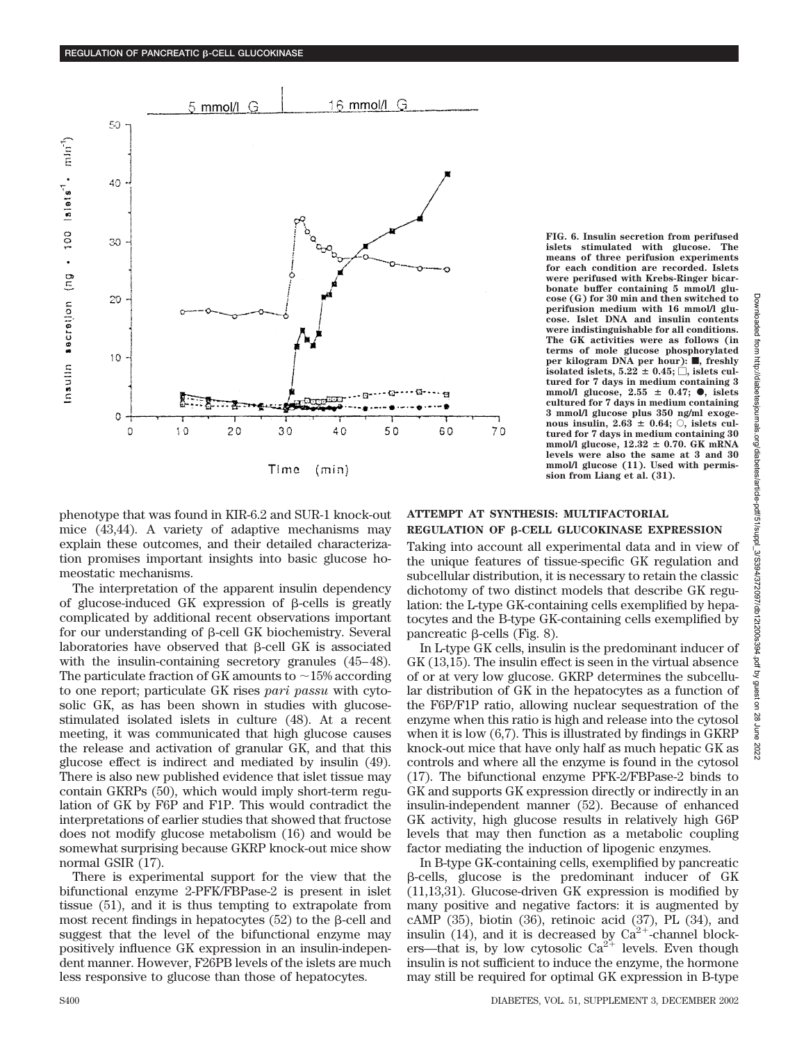**FIG. 6. Insulin secretion from perifused islets stimulated with glucose. The means of three perifusion experiments for each condition are recorded. Islets were perifused with Krebs-Ringer bicarbonate buffer containing 5 mmol/l glucose (G) for 30 min and then switched to perifusion medium with 16 mmol/l glucose. Islet DNA and insulin contents were indistinguishable for all conditions. The GK activities were as follows (in terms of mole glucose phosphorylated per kilogram DNA per hour): ■, freshly isolated islets, 5.22 ± 0.45; □, islets cultured for 7 days in medium containing 3 mmol/l glucose, 2.55 ± 0.47; ●, islets cultured for 7 days in medium containing 3 mmol/l glucose plus 350 ng/ml exogenous insulin, 2.63 ± 0.64; ○, islets cultured for 7 days in medium containing 30 mmol/l glucose, 12.32 ± 0.70. GK mRNA levels were also the same at 3 and 30 mmol/l glucose (11). Used with permission from Liang et al. (31).**

phenotype that was found in KIR-6.2 and SUR-1 knock-out mice (43,44). A variety of adaptive mechanisms may explain these outcomes, and their detailed characterization promises important insights into basic glucose homeostatic mechanisms.

The interpretation of the apparent insulin dependency of glucose-induced GK expression of β-cells is greatly complicated by additional recent observations important for our understanding of β-cell GK biochemistry. Several laboratories have observed that β-cell GK is associated with the insulin-containing secretory granules (45–48). The particulate fraction of GK amounts to ~15% according to one report; particulate GK rises *pari passu* with cytosolic GK, as has been shown in studies with glucose-stimulated isolated islets in culture (48). At a recent meeting, it was communicated that high glucose causes the release and activation of granular GK, and that this glucose effect is indirect and mediated by insulin (49). There is also new published evidence that islet tissue may contain GKRPs (50), which would imply short-term regulation of GK by F6P and F1P. This would contradict the interpretations of earlier studies that showed that fructose does not modify glucose metabolism (16) and would be somewhat surprising because GKRP knock-out mice show normal GSIR (17).

There is experimental support for the view that the bifunctional enzyme 2-PFK/FBPase-2 is present in islet tissue (51), and it is thus tempting to extrapolate from most recent findings in hepatocytes (52) to the β-cell and suggest that the level of the bifunctional enzyme may positively influence GK expression in an insulin-independent manner. However, F26PB levels of the islets are much less responsive to glucose than those of hepatocytes.

## ATTEMPT AT SYNTHESIS: MULTIFACTORIAL REGULATION OF β-CELL GLUCOKINASE EXPRESSION

Taking into account all experimental data and in view of the unique features of tissue-specific GK regulation and subcellular distribution, it is necessary to retain the classic dichotomy of two distinct models that describe GK regulation: the L-type GK-containing cells exemplified by hepatocytes and the B-type GK-containing cells exemplified by pancreatic β-cells (Fig. 8).

In L-type GK cells, insulin is the predominant inducer of GK (13,15). The insulin effect is seen in the virtual absence of or at very low glucose. GKRP determines the subcellular distribution of GK in the hepatocytes as a function of the F6P/F1P ratio, allowing nuclear sequestration of the enzyme when this ratio is high and release into the cytosol when it is low (6,7). This is illustrated by findings in GKRP knock-out mice that have only half as much hepatic GK as controls and where all the enzyme is found in the cytosol (17). The bifunctional enzyme PFK-2/FBPase-2 binds to GK and supports GK expression directly or indirectly in an insulin-independent manner (52). Because of enhanced GK activity, high glucose results in relatively high G6P levels that may then function as a metabolic coupling factor mediating the induction of lipogenic enzymes.

In B-type GK-containing cells, exemplified by pancreatic β-cells, glucose is the predominant inducer of GK (11,13,31). Glucose-driven GK expression is modified by many positive and negative factors: it is augmented by cAMP (35), biotin (36), retinoic acid (37), PL (34), and insulin (14), and it is decreased by $Ca^{2+}$-channel blockers—that is, by low cytosolic $Ca^{2+}$ levels. Even though insulin is not sufficient to induce the enzyme, the hormone may still be required for optimal GK expression in B-type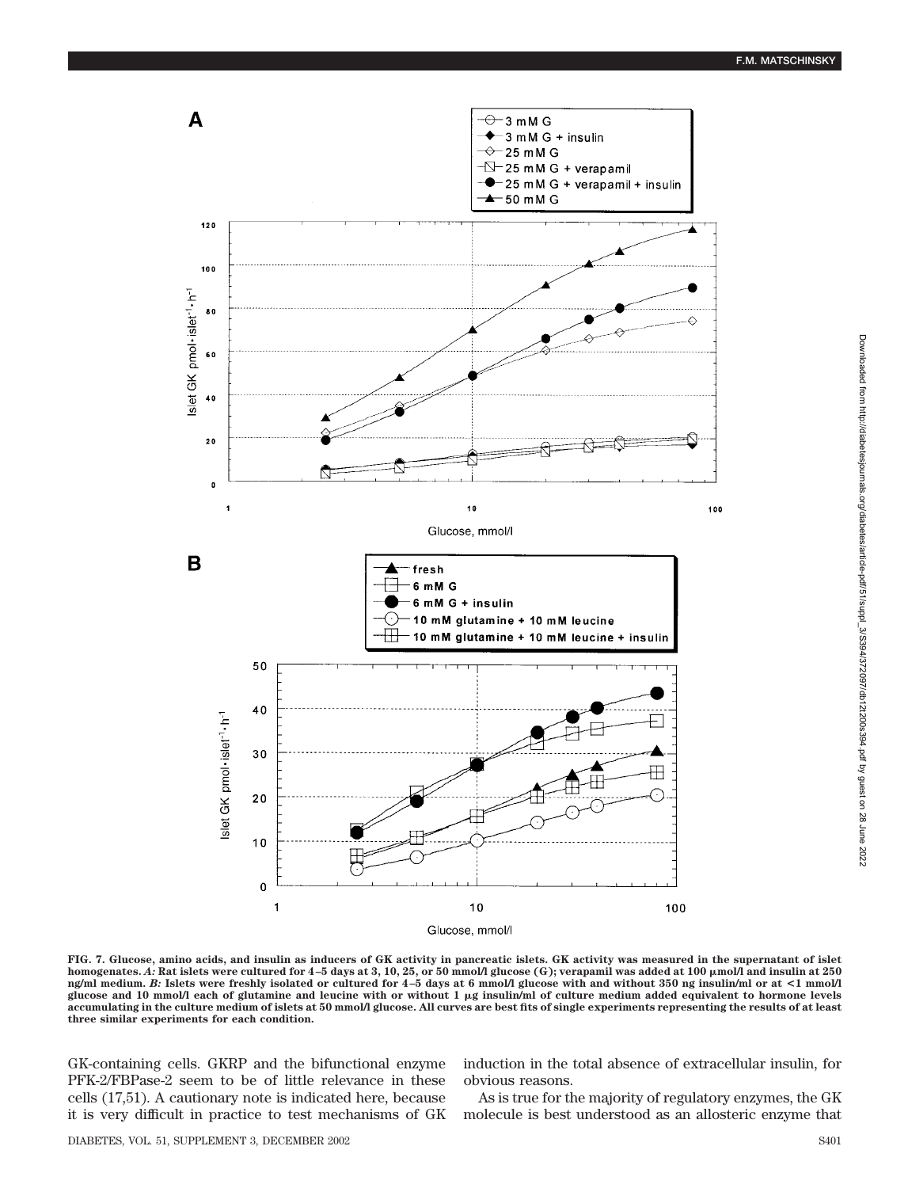**FIG. 7. Glucose, amino acids, and insulin as inducers of GK activity in pancreatic islets. GK activity was measured in the supernatant of islet homogenates. *A:* Rat islets were cultured for 4–5 days at 3, 10, 25, or 50 mmol/l glucose (G); verapamil was added at 100 μmol/l and insulin at 250 ng/ml medium. *B:* Islets were freshly isolated or cultured for 4–5 days at 6 mmol/l glucose with and without 350 ng insulin/ml or at <1 mmol/l glucose and 10 mmol/l each of glutamine and leucine with or without 1 μg insulin/ml of culture medium added equivalent to hormone levels accumulating in the culture medium of islets at 50 mmol/l glucose. All curves are best fits of single experiments representing the results of at least three similar experiments for each condition.**

GK-containing cells. GKRP and the bifunctional enzyme PFK-2/FBPase-2 seem to be of little relevance in these cells (17,51). A cautionary note is indicated here, because it is very difficult in practice to test mechanisms of GK induction in the total absence of extracellular insulin, for obvious reasons.

As is true for the majority of regulatory enzymes, the GK molecule is best understood as an allosteric enzyme that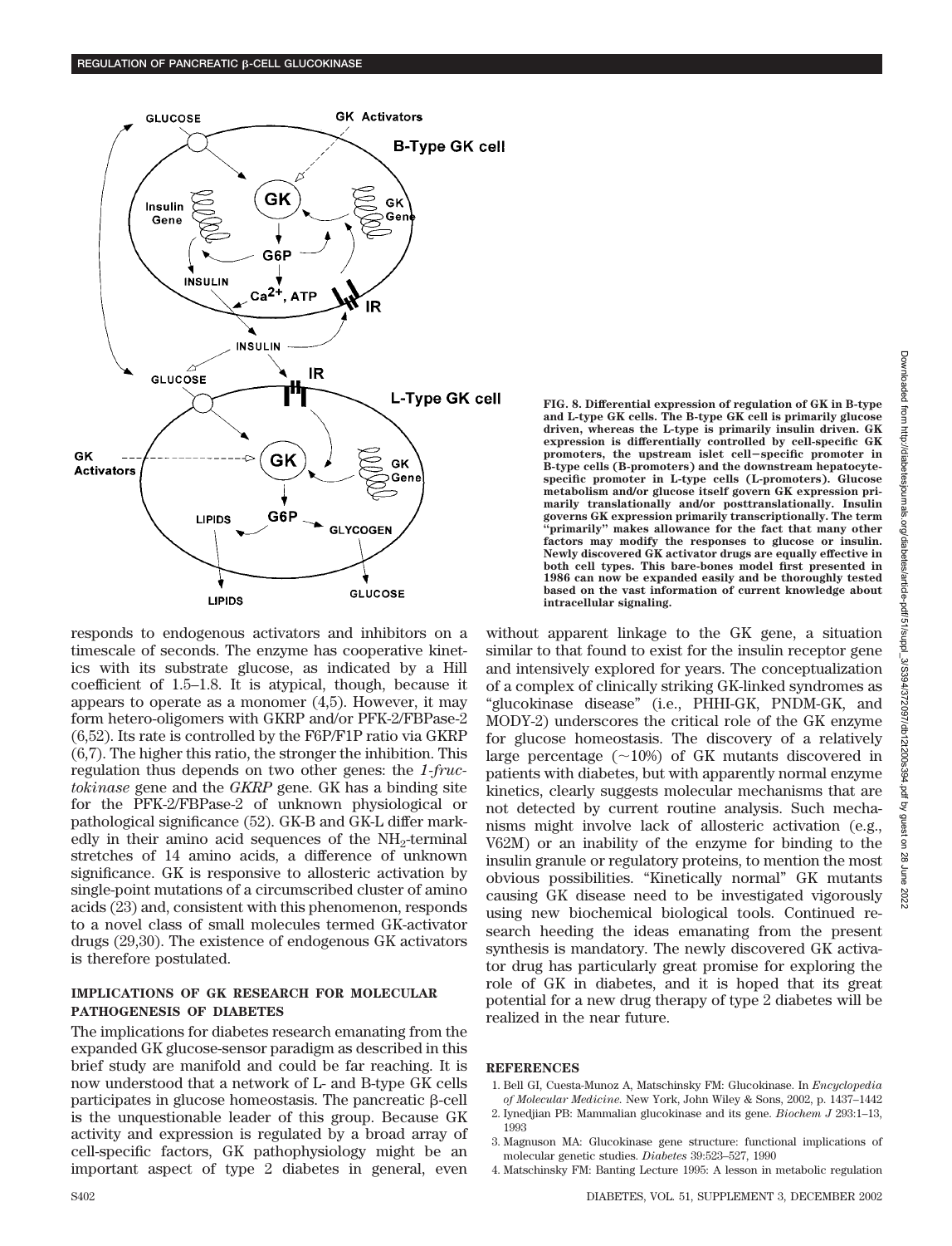FIG. 8. Differential expression of regulation of GK in B-type and L-type GK cells. The B-type GK cell is primarily glucose driven, whereas the L-type is primarily insulin driven. GK expression is differentially controlled by cell-specific GK promoters, the upstream islet cell–specific promoter in B-type cells (B-promoters) and the downstream hepatocyte-specific promoter in L-type cells (L-promoters). Glucose metabolism and/or glucose itself govern GK expression primarily translationally and/or posttranslationally. Insulin governs GK expression primarily transcriptionally. The term "primarily" makes allowance for the fact that many other factors may modify the responses to glucose or insulin. Newly discovered GK activator drugs are equally effective in both cell types. This bare-bones model first presented in 1986 can now be expanded easily and be thoroughly tested based on the vast information of current knowledge about intracellular signaling.

responds to endogenous activators and inhibitors on a timescale of seconds. The enzyme has cooperative kinetics with its substrate glucose, as indicated by a Hill coefficient of 1.5–1.8. It is atypical, though, because it appears to operate as a monomer (4,5). However, it may form hetero-oligomers with GKRP and/or PFK-2/FBPase-2 (6,52). Its rate is controlled by the F6P/F1P ratio via GKRP (6,7). The higher this ratio, the stronger the inhibition. This regulation thus depends on two other genes: the *1-fructokinase* gene and the *GKRP* gene. GK has a binding site for the PFK-2/FBPase-2 of unknown physiological or pathological significance (52). GK-B and GK-L differ markedly in their amino acid sequences of the $NH_2$-terminal stretches of 14 amino acids, a difference of unknown significance. GK is responsive to allosteric activation by single-point mutations of a circumscribed cluster of amino acids (23) and, consistent with this phenomenon, responds to a novel class of small molecules termed GK-activator drugs (29,30). The existence of endogenous GK activators is therefore postulated.

## IMPLICATIONS OF GK RESEARCH FOR MOLECULAR PATHOGENESIS OF DIABETES

The implications for diabetes research emanating from the expanded GK glucose-sensor paradigm as described in this brief study are manifold and could be far reaching. It is now understood that a network of L- and B-type GK cells participates in glucose homeostasis. The pancreatic β-cell is the unquestionable leader of this group. Because GK activity and expression is regulated by a broad array of cell-specific factors, GK pathophysiology might be an important aspect of type 2 diabetes in general, even without apparent linkage to the GK gene, a situation similar to that found to exist for the insulin receptor gene and intensively explored for years. The conceptualization of a complex of clinically striking GK-linked syndromes as "glucokinase disease" (i.e., PHHI-GK, PNDM-GK, and MODY-2) underscores the critical role of the GK enzyme for glucose homeostasis. The discovery of a relatively large percentage (~10%) of GK mutants discovered in patients with diabetes, but with apparently normal enzyme kinetics, clearly suggests molecular mechanisms that are not detected by current routine analysis. Such mechanisms might involve lack of allosteric activation (e.g., V62M) or an inability of the enzyme for binding to the insulin granule or regulatory proteins, to mention the most obvious possibilities. "Kinetically normal" GK mutants causing GK disease need to be investigated vigorously using new biochemical biological tools. Continued research heeding the ideas emanating from the present synthesis is mandatory. The newly discovered GK activator drug has particularly great promise for exploring the role of GK in diabetes, and it is hoped that its great potential for a new drug therapy of type 2 diabetes will be realized in the near future.

## REFERENCES

1. Bell GI, Cuesta-Munoz A, Matschinsky FM: Glucokinase. In *Encyclopedia of Molecular Medicine*. New York, John Wiley & Sons, 2002, p. 1437–1442
2. Iynedjian PB: Mammalian glucokinase and its gene. *Biochem J* 293:1–13, 1993
3. Magnuson MA: Glucokinase gene structure: functional implications of molecular genetic studies. *Diabetes* 39:523–527, 1990
4. Matschinsky FM: Banting Lecture 1995: A lesson in metabolic regulation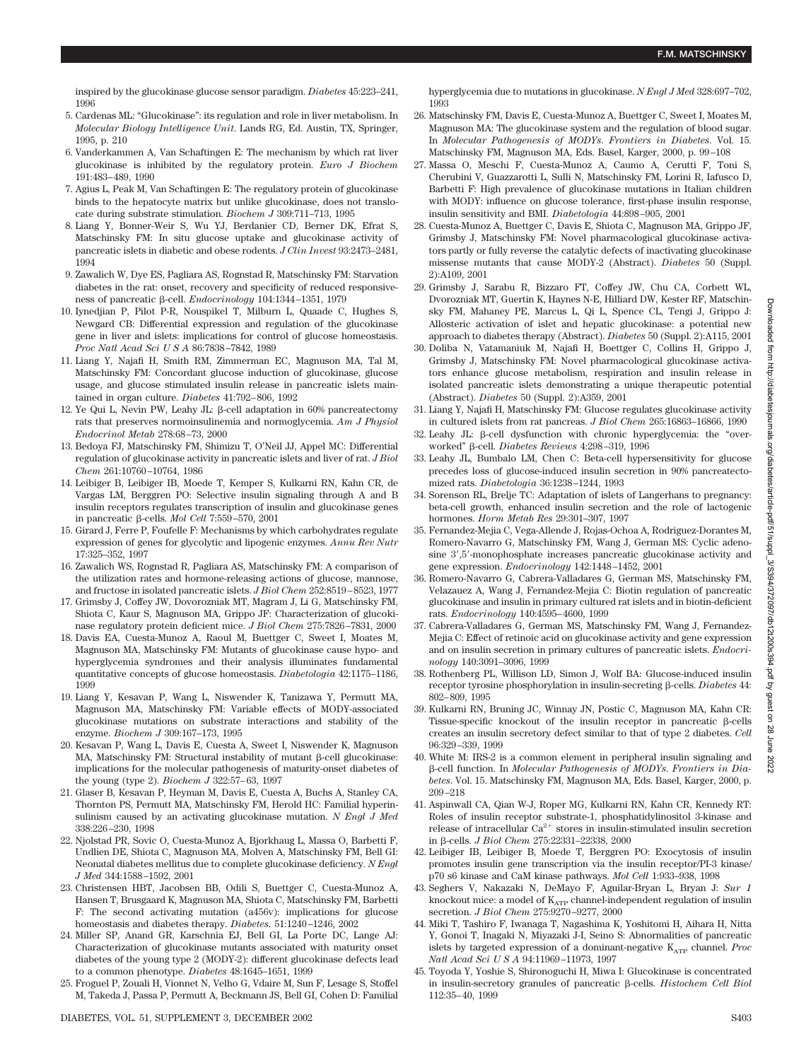inspired by the glucokinase glucose sensor paradigm. *Diabetes* 45:223–241, 1996

5. Cardenas ML: "Glucokinase": its regulation and role in liver metabolism. In *Molecular Biology Intelligence Unit*. Lands RG, Ed. Austin, TX, Springer, 1995, p. 210
6. Vanderkammen A, Van Schaftingen E: The mechanism by which rat liver glucokinase is inhibited by the regulatory protein. *Euro J Biochem* 191:483–489, 1990
7. Agius L, Peak M, Van Schaftingen E: The regulatory protein of glucokinase binds to the hepatocyte matrix but unlike glucokinase, does not translocate during substrate stimulation. *Biochem J* 309:711–713, 1995
8. Liang Y, Bonner-Weir S, Wu YJ, Berdanier CD, Berner DK, Efrat S, Matschinsky FM: In situ glucose uptake and glucokinase activity of pancreatic islets in diabetic and obese rodents. *J Clin Invest* 93:2473–2481, 1994
9. Zawalich W, Dye ES, Pagliara AS, Rognstad R, Matschinsky FM: Starvation diabetes in the rat: onset, recovery and specificity of reduced responsiveness of pancreatic β-cell. *Endocrinology* 104:1344–1351, 1979
10. Iynedjian P, Pilot P-R, Nouspikel T, Milburn L, Quaade C, Hughes S, Newgard CB: Differential expression and regulation of the glucokinase gene in liver and islets: implications for control of glucose homeostasis. *Proc Natl Acad Sci U S A* 86:7838–7842, 1989
11. Liang Y, Najafi H, Smith RM, Zimmerman EC, Magnuson MA, Tal M, Matschinsky FM: Concordant glucose induction of glucokinase, glucose usage, and glucose stimulated insulin release in pancreatic islets maintained in organ culture. *Diabetes* 41:792–806, 1992
12. Ye Qui L, Nevin PW, Leahy JL: β-cell adaptation in 60% pancreatectomy rats that preserves normoinsulinemia and normoglycemia. *Am J Physiol Endocrinol Metab* 278:68–73, 2000
13. Bedoya FJ, Matschinsky FM, Shimizu T, O'Neil JJ, Appel MC: Differential regulation of glucokinase activity in pancreatic islets and liver of rat. *J Biol Chem* 261:10760–10764, 1986
14. Leibiger B, Leibiger IB, Moede T, Kemper S, Kulkarni RN, Kahn CR, de Vargas LM, Berggren PO: Selective insulin signaling through A and B insulin receptors regulates transcription of insulin and glucokinase genes in pancreatic β-cells. *Mol Cell* 7:559–570, 2001
15. Girard J, Ferre P, Foufelle F: Mechanisms by which carbohydrates regulate expression of genes for glycolytic and lipogenic enzymes. *Annu Rev Nutr* 17:325–352, 1997
16. Zawalich WS, Rognstad R, Pagliara AS, Matschinsky FM: A comparison of the utilization rates and hormone-releasing actions of glucose, mannose, and fructose in isolated pancreatic islets. *J Biol Chem* 252:8519–8523, 1977
17. Grimsby J, Coffey JW, Dvorozniak MT, Magram J, Li G, Matschinsky FM, Shiota C, Kaur S, Magnuson MA, Grippo JF: Characterization of glucokinase regulatory protein deficient mice. *J Biol Chem* 275:7826–7831, 2000
18. Davis EA, Cuesta-Munoz A, Raoul M, Buettger C, Sweet I, Moates M, Magnuson MA, Matschinsky FM: Mutants of glucokinase cause hypo- and hyperglycemia syndromes and their analysis illuminates fundamental quantitative concepts of glucose homeostasis. *Diabetologia* 42:1175–1186, 1999
19. Liang Y, Kesavan P, Wang L, Niswender K, Tanizawa Y, Permutt MA, Magnuson MA, Matschinsky FM: Variable effects of MODY-associated glucokinase mutations on substrate interactions and stability of the enzyme. *Biochem J* 309:167–173, 1995
20. Kesavan P, Wang L, Davis E, Cuesta A, Sweet I, Niswender K, Magnuson MA, Matschinsky FM: Structural instability of mutant β-cell glucokinase: implications for the molecular pathogenesis of maturity-onset diabetes of the young (type 2). *Biochem J* 322:57–63, 1997
21. Glaser B, Kesavan P, Heyman M, Davis E, Cuesta A, Buchs A, Stanley CA, Thornton PS, Permutt MA, Matschinsky FM, Herold HC: Familial hyperinsulinism caused by an activating glucokinase mutation. *N Engl J Med* 338:226–230, 1998
22. Njolstad PR, Sovic O, Cuesta-Munoz A, Bjorkhaug L, Massa O, Barbetti F, Undlien DE, Shiota C, Magnuson MA, Molven A, Matschinsky FM, Bell GI: Neonatal diabetes mellitus due to complete glucokinase deficiency. *N Engl J Med* 344:1588–1592, 2001
23. Christensen HBT, Jacobsen BB, Odili S, Buettger C, Cuesta-Munoz A, Hansen T, Brusgaard K, Magnuson MA, Shiota C, Matschinsky FM, Barbetti F: The second activating mutation (a456v): implications for glucose homeostasis and diabetes therapy. *Diabetes*. 51:1240–1246, 2002
24. Miller SP, Anand GR, Karschnia EJ, Bell GI, La Porte DC, Lange AJ: Characterization of glucokinase mutants associated with maturity onset diabetes of the young type 2 (MODY-2): different glucokinase defects lead to a common phenotype. *Diabetes* 48:1645–1651, 1999
25. Froguel P, Zouali H, Vionnet N, Velho G, Vdaire M, Sun F, Lesage S, Stoffel M, Takeda J, Passa P, Permutt A, Beckmann JS, Bell GI, Cohen D: Familial hyperglycemia due to mutations in glucokinase. *N Engl J Med* 328:697–702, 1993
26. Matschinsky FM, Davis E, Cuesta-Munoz A, Buettger C, Sweet I, Moates M, Magnuson MA: The glucokinase system and the regulation of blood sugar. In *Molecular Pathogenesis of MODYs. Frontiers in Diabetes*. Vol. 15. Matschinsky FM, Magnuson MA, Eds. Basel, Karger, 2000, p. 99–108
27. Massa O, Meschi F, Cuesta-Munoz A, Caumo A, Cerutti F, Toni S, Cherubini V, Guazzarotti L, Sulli N, Matschinsky FM, Lorini R, Iafusco D, Barbetti F: High prevalence of glucokinase mutations in Italian children with MODY: influence on glucose tolerance, first-phase insulin response, insulin sensitivity and BMI. *Diabetologia* 44:898–905, 2001
28. Cuesta-Munoz A, Buettger C, Davis E, Shiota C, Magnuson MA, Grippo JF, Grimsby J, Matschinsky FM: Novel pharmacological glucokinase activators partly or fully reverse the catalytic defects of inactivating glucokinase missense mutants that cause MODY-2 (Abstract). *Diabetes* 50 (Suppl. 2):A109, 2001
29. Grimsby J, Sarabu R, Bizzaro FT, Coffey JW, Chu CA, Corbett WL, Dvorozniak MT, Guertin K, Haynes N-E, Hilliard DW, Kester RF, Matschinsky FM, Mahaney PE, Marcus L, Qi L, Spence CL, Tengi J, Grippo J: Allosteric activation of islet and hepatic glucokinase: a potential new approach to diabetes therapy (Abstract). *Diabetes* 50 (Suppl. 2):A115, 2001
30. Doliba N, Vatamaniuk M, Najafi H, Boettger C, Collins H, Grippo J, Grimsby J, Matschinsky FM: Novel pharmacological glucokinase activators enhance glucose metabolism, respiration and insulin release in isolated pancreatic islets demonstrating a unique therapeutic potential (Abstract). *Diabetes* 50 (Suppl. 2):A359, 2001
31. Liang Y, Najafi H, Matschinsky FM: Glucose regulates glucokinase activity in cultured islets from rat pancreas. *J Biol Chem* 265:16863–16866, 1990
32. Leahy JL: β-cell dysfunction with chronic hyperglycemia: the "overworked" β-cell. *Diabetes Reviews* 4:298–319, 1996
33. Leahy JL, Bumbalo LM, Chen C: Beta-cell hypersensitivity for glucose precedes loss of glucose-induced insulin secretion in 90% pancreatectomized rats. *Diabetologia* 36:1238–1244, 1993
34. Sorenson RL, Brelje TC: Adaptation of islets of Langerhans to pregnancy: beta-cell growth, enhanced insulin secretion and the role of lactogenic hormones. *Horm Metab Res* 29:301–307, 1997
35. Fernandez-Mejia C, Vega-Allende J, Rojas-Ochoa A, Rodriguez-Dorantes M, Romero-Navarro G, Matschinsky FM, Wang J, German MS: Cyclic adenosine 3′,5′-monophosphate increases pancreatic glucokinase activity and gene expression. *Endocrinology* 142:1448–1452, 2001
36. Romero-Navarro G, Cabrera-Valladares G, German MS, Matschinsky FM, Velazauez A, Wang J, Fernandez-Mejia C: Biotin regulation of pancreatic glucokinase and insulin in primary cultured rat islets and in biotin-deficient rats. *Endocrinology* 140:4595–4600, 1999
37. Cabrera-Valladares G, German MS, Matschinsky FM, Wang J, Fernandez-Mejia C: Effect of retinoic acid on glucokinase activity and gene expression and on insulin secretion in primary cultures of pancreatic islets. *Endocrinology* 140:3091–3096, 1999
38. Rothenberg PL, Willison LD, Simon J, Wolf BA: Glucose-induced insulin receptor tyrosine phosphorylation in insulin-secreting β-cells. *Diabetes* 44: 802–809, 1995
39. Kulkarni RN, Bruning JC, Winnay JN, Postic C, Magnuson MA, Kahn CR: Tissue-specific knockout of the insulin receptor in pancreatic β-cells creates an insulin secretory defect similar to that of type 2 diabetes. *Cell* 96:329–339, 1999
40. White M: IRS-2 is a common element in peripheral insulin signaling and β-cell function. In *Molecular Pathogenesis of MODYs. Frontiers in Diabetes*. Vol. 15. Matschinsky FM, Magnuson MA, Eds. Basel, Karger, 2000, p. 209–218
41. Aspinwall CA, Qian W-J, Roper MG, Kulkarni RN, Kahn CR, Kennedy RT: Roles of insulin receptor substrate-1, phosphatidylinositol 3-kinase and release of intracellular $Ca^{2+}$ stores in insulin-stimulated insulin secretion in β-cells. *J Biol Chem* 275:22331–22338, 2000
42. Leibiger IB, Leibiger B, Moede T, Berggren PO: Exocytosis of insulin promotes insulin gene transcription via the insulin receptor/PI-3 kinase/ p70 s6 kinase and CaM kinase pathways. *Mol Cell* 1:933–938, 1998
43. Seghers V, Nakazaki N, DeMayo F, Aguilar-Bryan L, Bryan J: *Sur 1* knockout mice: a model of $K_{ATP}$ channel-independent regulation of insulin secretion. *J Biol Chem* 275:9270–9277, 2000
44. Miki T, Tashiro F, Iwanaga T, Nagashima K, Yoshitomi H, Aihara H, Nitta Y, Gonoi T, Inagaki N, Miyazaki J-I, Seino S: Abnormalities of pancreatic islets by targeted expression of a dominant-negative $K_{ATP}$ channel. *Proc Natl Acad Sci U S A* 94:11969–11973, 1997
45. Toyoda Y, Yoshie S, Shironoguchi H, Miwa I: Glucokinase is concentrated in insulin-secretory granules of pancreatic β-cells. *Histochem Cell Biol* 112:35–40, 1999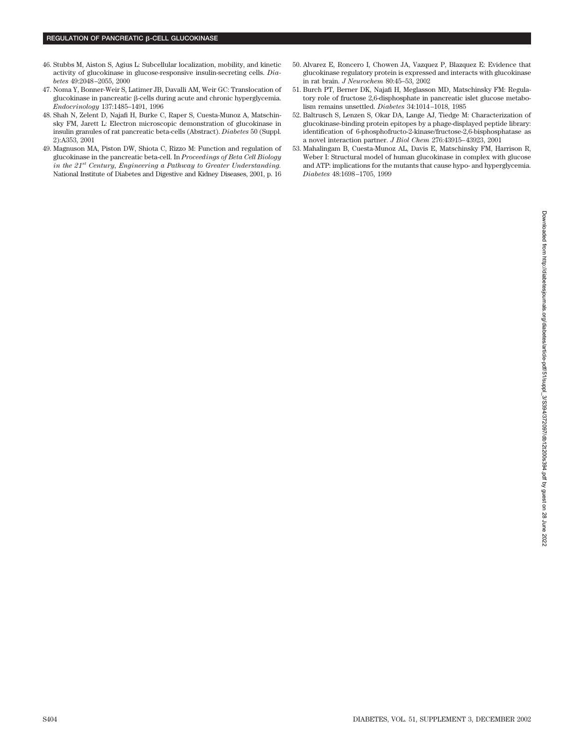46. Stubbs M, Aiston S, Agius L: Subcellular localization, mobility, and kinetic activity of glucokinase in glucose-responsive insulin-secreting cells. *Diabetes* 49:2048–2055, 2000
47. Noma Y, Bonner-Weir S, Latimer JB, Davalli AM, Weir GC: Translocation of glucokinase in pancreatic β-cells during acute and chronic hyperglycemia. *Endocrinology* 137:1485–1491, 1996
48. Shah N, Zelent D, Najafi H, Burke C, Raper S, Cuesta-Munoz A, Matschinsky FM, Jarett L: Electron microscopic demonstration of glucokinase in insulin granules of rat pancreatic beta-cells (Abstract). *Diabetes* 50 (Suppl. 2):A353, 2001
49. Magnuson MA, Piston DW, Shiota C, Rizzo M: Function and regulation of glucokinase in the pancreatic beta-cell. In *Proceedings of Beta Cell Biology in the 21st Century, Engineering a Pathway to Greater Understanding.* National Institute of Diabetes and Digestive and Kidney Diseases, 2001, p. 16
50. Alvarez E, Roncero I, Chowen JA, Vazquez P, Blazquez E: Evidence that glucokinase regulatory protein is expressed and interacts with glucokinase in rat brain. *J Neurochem* 80:45–53, 2002
51. Burch PT, Berner DK, Najafi H, Meglasson MD, Matschinsky FM: Regulatory role of fructose 2,6-disphosphate in pancreatic islet glucose metabolism remains unsettled. *Diabetes* 34:1014–1018, 1985
52. Baltrusch S, Lenzen S, Okar DA, Lange AJ, Tiedge M: Characterization of glucokinase-binding protein epitopes by a phage-displayed peptide library: identification of 6-phosphofructo-2-kinase/fructose-2,6-bisphosphatase as a novel interaction partner. *J Biol Chem* 276:43915–43923, 2001
53. Mahalingam B, Cuesta-Munoz AL, Davis E, Matschinsky FM, Harrison R, Weber I: Structural model of human glucokinase in complex with glucose and ATP: implications for the mutants that cause hypo- and hyperglycemia. *Diabetes* 48:1698–1705, 1999